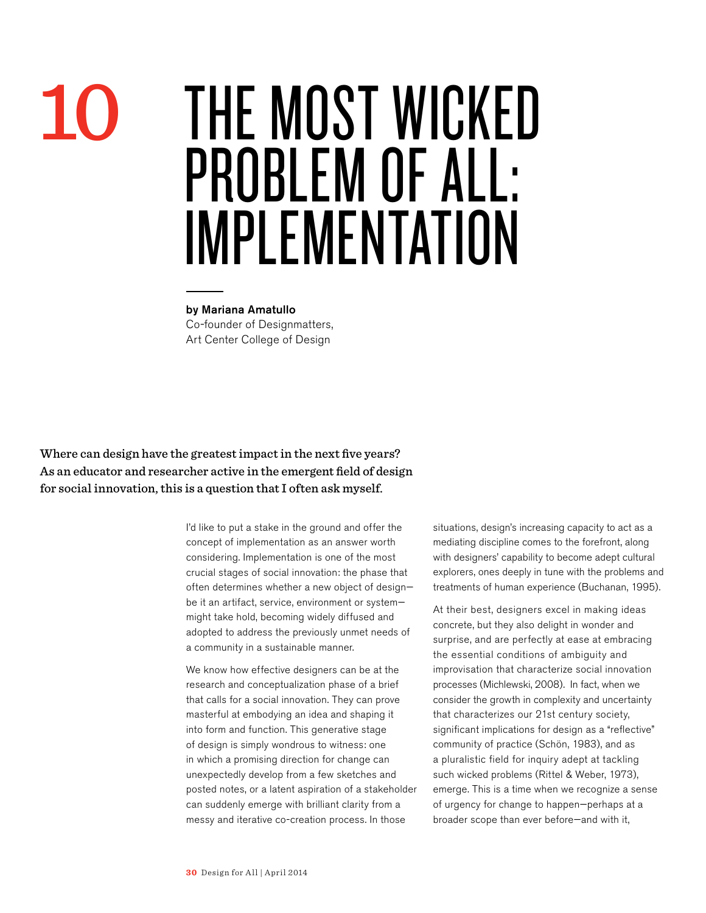# 10 THE MOST WICKED PROBLEM OF ALL: IMPLEMENTATION

**by Mariana Amatullo**
Co-founder of Designmatters,
Art Center College of Design

**Where can design have the greatest impact in the next five years? As an educator and researcher active in the emergent field of design for social innovation, this is a question that I often ask myself.**

I'd like to put a stake in the ground and offer the concept of implementation as an answer worth considering. Implementation is one of the most crucial stages of social innovation: the phase that often determines whether a new object of design—be it an artifact, service, environment or system—might take hold, becoming widely diffused and adopted to address the previously unmet needs of a community in a sustainable manner.

We know how effective designers can be at the research and conceptualization phase of a brief that calls for a social innovation. They can prove masterful at embodying an idea and shaping it into form and function. This generative stage of design is simply wondrous to witness: one in which a promising direction for change can unexpectedly develop from a few sketches and posted notes, or a latent aspiration of a stakeholder can suddenly emerge with brilliant clarity from a messy and iterative co-creation process. In those situations, design's increasing capacity to act as a mediating discipline comes to the forefront, along with designers' capability to become adept cultural explorers, ones deeply in tune with the problems and treatments of human experience (Buchanan, 1995).

At their best, designers excel in making ideas concrete, but they also delight in wonder and surprise, and are perfectly at ease at embracing the essential conditions of ambiguity and improvisation that characterize social innovation processes (Michlewski, 2008). In fact, when we consider the growth in complexity and uncertainty that characterizes our 21st century society, significant implications for design as a "reflective" community of practice (Schön, 1983), and as a pluralistic field for inquiry adept at tackling such wicked problems (Rittel & Weber, 1973), emerge. This is a time when we recognize a sense of urgency for change to happen—perhaps at a broader scope than ever before—and with it,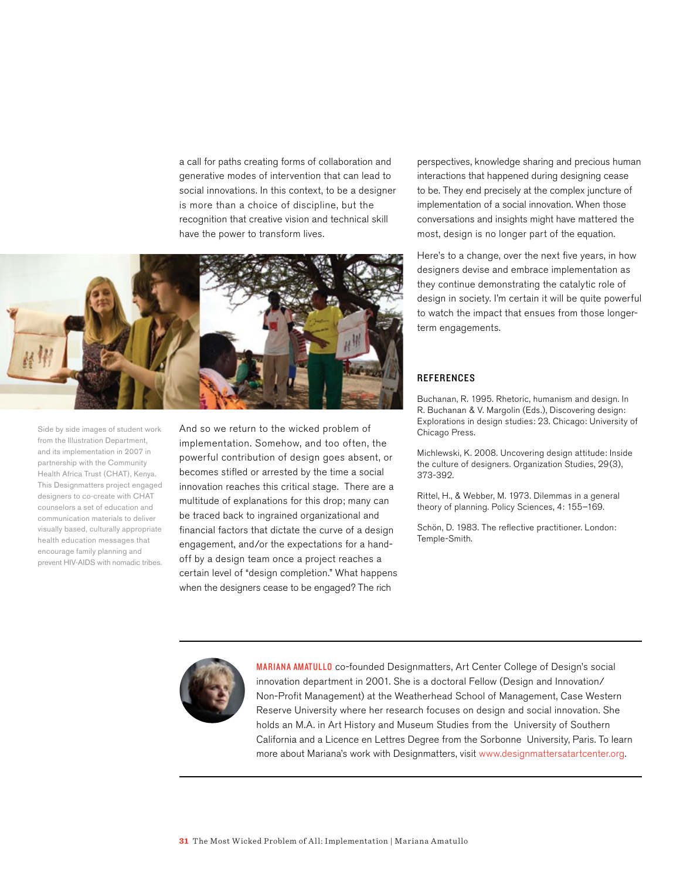a call for paths creating forms of collaboration and generative modes of intervention that can lead to social innovations. In this context, to be a designer is more than a choice of discipline, but the recognition that creative vision and technical skill have the power to transform lives.

Side by side images of student work from the Illustration Department, and its implementation in 2007 in partnership with the Community Health Africa Trust (CHAT), Kenya. This Designmatters project engaged designers to co-create with CHAT counselors a set of education and communication materials to deliver visually based, culturally appropriate health education messages that encourage family planning and prevent HIV-AIDS with nomadic tribes.

And so we return to the wicked problem of implementation. Somehow, and too often, the powerful contribution of design goes absent, or becomes stifled or arrested by the time a social innovation reaches this critical stage. There are a multitude of explanations for this drop; many can be traced back to ingrained organizational and financial factors that dictate the curve of a design engagement, and/or the expectations for a hand-off by a design team once a project reaches a certain level of "design completion." What happens when the designers cease to be engaged? The rich perspectives, knowledge sharing and precious human interactions that happened during designing cease to be. They end precisely at the complex juncture of implementation of a social innovation. When those conversations and insights might have mattered the most, design is no longer part of the equation.

Here's to a change, over the next five years, in how designers devise and embrace implementation as they continue demonstrating the catalytic role of design in society. I'm certain it will be quite powerful to watch the impact that ensues from those longer-term engagements.

## REFERENCES

Buchanan, R. 1995. Rhetoric, humanism and design. In R. Buchanan & V. Margolin (Eds.), Discovering design: Explorations in design studies: 23. Chicago: University of Chicago Press.

Michlewski, K. 2008. Uncovering design attitude: Inside the culture of designers. Organization Studies, 29(3), 373-392.

Rittel, H., & Webber, M. 1973. Dilemmas in a general theory of planning. Policy Sciences, 4: 155–169.

Schön, D. 1983. The reflective practitioner. London: Temple-Smith.

---

**MARIANA AMATULLO** co-founded Designmatters, Art Center College of Design's social innovation department in 2001. She is a doctoral Fellow (Design and Innovation/ Non-Profit Management) at the Weatherhead School of Management, Case Western Reserve University where her research focuses on design and social innovation. She holds an M.A. in Art History and Museum Studies from the University of Southern California and a Licence en Lettres Degree from the Sorbonne University, Paris. To learn more about Mariana's work with Designmatters, visit www.designmattersatartcenter.org.